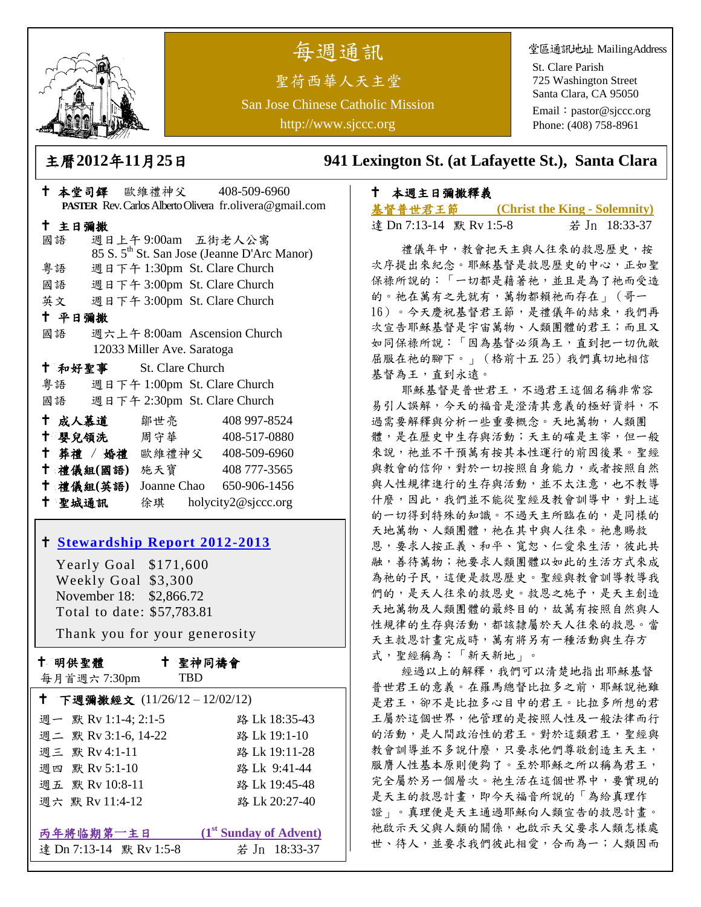# 每週通訊

聖荷西華人天主堂

San Jose Chinese Catholic Mission

http://www.sjccc.org

堂區通訊地址 MailingAddress

St. Clare Parish
725 Washington Street
Santa Clara, CA 95050
Email：pastor@sjccc.org
Phone: (408) 758-8961

## 主曆2012年11月25日　　941 Lexington St. (at Lafayette St.), Santa Clara

✝ **本堂司鐸**　歐維禮神父　408-509-6960
**PASTER** Rev. Carlos Alberto Olivera　fr.olivera@gmail.com

✝ **主日彌撒**

國語　週日上午 9:00am　五街老人公寓
85 S. 5th St. San Jose (Jeanne D'Arc Manor)
粵語　週日下午 1:30pm　St. Clare Church
國語　週日下午 3:00pm　St. Clare Church
英文　週日下午 3:00pm　St. Clare Church

✝ **平日彌撒**

國語　週六上午 8:00am　Ascension Church
12033 Miller Ave. Saratoga

✝ **和好聖事**　St. Clare Church

粵語　週日下午 1:00pm　St. Clare Church
國語　週日下午 2:30pm　St. Clare Church

| | | |
|---|---|---|
| ✝ **成人慕道** | 鄒世亮 | 408 997-8524 |
| ✝ **嬰兒領洗** | 周守華 | 408-517-0880 |
| ✝ **葬禮 / 婚禮** | 歐維禮神父 | 408-509-6960 |
| ✝ **禮儀組(國語)** | 施天寶 | 408 777-3565 |
| ✝ **禮儀組(英語)** | Joanne Chao | 650-906-1456 |
| ✝ **聖城通訊** | 徐琪 | holycity2@sjccc.org |

✝ **Stewardship Report 2012-2013**

Yearly Goal　$171,600
Weekly Goal　$3,300
November 18:　$2,866.72
Total to date: $57,783.81

Thank you for your generosity

✝ **明供聖體**
每月首週六 7:30pm

✝ **聖神同禱會**
TBD

✝ **下週彌撒經文** (11/26/12 – 12/02/12)

| | | |
|---|---|---|
| 週一 | 默 Rv 1:1-4; 2:1-5 | 路 Lk 18:35-43 |
| 週二 | 默 Rv 3:1-6, 14-22 | 路 Lk 19:1-10 |
| 週三 | 默 Rv 4:1-11 | 路 Lk 19:11-28 |
| 週四 | 默 Rv 5:1-10 | 路 Lk 9:41-44 |
| 週五 | 默 Rv 10:8-11 | 路 Lk 19:45-48 |
| 週六 | 默 Rv 11:4-12 | 路 Lk 20:27-40 |

**丙年將臨期第一主日**　**(1st Sunday of Advent)**
達 Dn 7:13-14　默 Rv 1:5-8　若 Jn 18:33-37

✝ **本週主日彌撒釋義**

**基督普世君王節**　**(Christ the King - Solemnity)**
達 Dn 7:13-14　默 Rv 1:5-8　若 Jn 18:33-37

禮儀年中，教會把天主與人往來的救恩歷史，按次序提出來紀念。耶穌基督是救恩歷史的中心，正如聖保祿所說的：「一切都是藉著祂，並且是為了祂而受造的。祂在萬有之先就有，萬物都賴祂而存在」（哥一16）。今天慶祝基督君王節，是禮儀年的結束，我們再次宣告耶穌基督是宇宙萬物、人類團體的君王；而且又如同保祿所說：「因為基督必須為王，直到把一切仇敵屈服在祂的腳下。」（格前十五 25）我們真切地相信基督為王，直到永遠。

耶穌基督是普世君王，不過君王這個名稱非常容易引人誤解，今天的福音是澄清其意義的極好資料，不過需要解釋與分析一些重要概念。天地萬物，人類團體，是在歷史中生存與活動；天主的確是主宰，但一般來說，祂並不干預萬有按其本性運行的前因後果。聖經與教會的信仰，對於一切按照自身能力，或者按照自然與人性規律進行的生存與活動，並不太注意，也不教導什麼，因此，我們並不能從聖經及教會訓導中，對上述的一切得到特殊的知識。不過天主所臨在的，是同樣的天地萬物、人類團體，祂在其中與人往來。祂惠賜救恩，要求人按正義、和平、寬恕、仁愛來生活，彼此共融，善待萬物；祂要求人類團體以如此的生活方式來成為祂的子民，這便是救恩歷史。聖經與教會訓導教導我們的，是天人往來的救恩史。救恩之施予，是天主創造天地萬物及人類團體的最終目的，故萬有按照自然與人性規律的生存與活動，都該隸屬於天人往來的救恩。當天主救恩計畫完成時，萬有將另有一種活動與生存方式，聖經稱為：「新天新地」。

經過以上的解釋，我們可以清楚地指出耶穌基督普世君王的意義。在羅馬總督比拉多之前，耶穌說祂雖是君王，卻不是比拉多心目中的君王。比拉多所想的君王屬於這個世界，他管理的是按照人性及一般法律而行的活動，是人間政治性的君王。對於這類君王，聖經與教會訓導並不多說什麼，只要求他們尊敬創造主天主，服膺人性基本原則便夠了。至於耶穌之所以稱為君王，完全屬於另一個層次。祂生活在這個世界中，要實現的是天主的救恩計畫，即今天福音所說的「為給真理作證」。真理便是天主通過耶穌向人類宣告的救恩計畫。祂啟示天父與人類的關係，也啟示天父要求人類怎樣處世、待人，並要求我們彼此相愛，合而為一；人類因而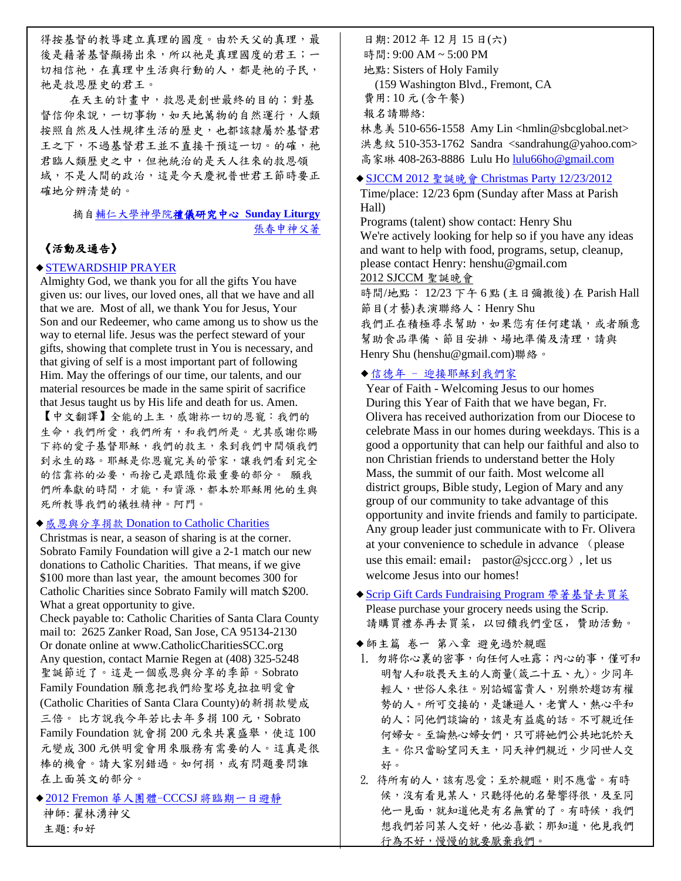得按基督的教導建立真理的國度。由於天父的真理，最後是藉著基督顯揚出來，所以祂是真理國度的君王；一切相信祂，在真理中生活與行動的人，都是祂的子民，祂是救恩歷史的君王。

在天主的計畫中，救恩是創世最終的目的；對基督信仰來說，一切事物，如天地萬物的自然運行，人類按照自然及人性規律生活的歷史，也都該隸屬於基督君王之下，不過基督君王並不直接干預這一切。的確，祂君臨人類歷史之中，但祂統治的是天人往來的救恩領域，不是人間的政治，這是今天慶祝普世君王節時要正確地分辨清楚的。

摘自輔仁大學神學院**禮儀研究中心 Sunday Liturgy**
張春申神父著

## 《活動及通告》

### ◆STEWARDSHIP PRAYER

Almighty God, we thank you for all the gifts You have given us: our lives, our loved ones, all that we have and all that we are. Most of all, we thank You for Jesus, Your Son and our Redeemer, who came among us to show us the way to eternal life. Jesus was the perfect steward of your gifts, showing that complete trust in You is necessary, and that giving of self is a most important part of following Him. May the offerings of our time, our talents, and our material resources be made in the same spirit of sacrifice that Jesus taught us by His life and death for us. Amen.

【中文翻譯】全能的上主，感謝祢一切的恩寵：我們的生命，我們所愛，我們所有，和我們所是。尤其感謝你賜下祢的愛子基督耶穌，我們的救主，來到我們中間領我們到永生的路。耶穌是你恩寵完美的管家，讓我們看到完全的信靠祢的必要，而捨己是跟隨你最重要的部分。 願我們所奉獻的時間，才能，和資源，都本於耶穌用他的生與死所教導我們的犧牲精神。阿門。

### ◆感恩與分享捐款 Donation to Catholic Charities

Christmas is near, a season of sharing is at the corner. Sobrato Family Foundation will give a 2-1 match our new donations to Catholic Charities. That means, if we give $100 more than last year, the amount becomes 300 for Catholic Charities since Sobrato Family will match $200. What a great opportunity to give.

Check payable to: Catholic Charities of Santa Clara County
mail to: 2625 Zanker Road, San Jose, CA 95134-2130
Or donate online at www.CatholicCharitiesSCC.org
Any question, contact Marnie Regen at (408) 325-5248

聖誕節近了。這是一個感恩與分享的季節。Sobrato Family Foundation 願意把我們給聖塔克拉拉明愛會(Catholic Charities of Santa Clara County)的新捐款變成三倍。 比方說我今年若比去年多捐 100 元，Sobrato Family Foundation 就會捐 200 元來共襄盛舉，使這 100 元變成 300 元供明愛會用來服務有需要的人。這真是很棒的機會。請大家別錯過。如何捐，或有問題要問誰在上面英文的部分。

### ◆2012 Fremon 華人團體-CCCSJ 將臨期一日避靜

神師: 翟林湧神父
主題: 和好
日期: 2012 年 12 月 15 日(六)
時間: 9:00 AM ~ 5:00 PM
地點: Sisters of Holy Family
(159 Washington Blvd., Fremont, CA
費用: 10 元 (含午餐)
報名請聯絡:
林惠美 510-656-1558 Amy Lin <hmlin@sbcglobal.net>
洪惠紋 510-353-1762 Sandra <sandrahung@yahoo.com>
高家琳 408-263-8886 Lulu Ho lulu66ho@gmail.com

### ◆SJCCM 2012 聖誕晚會 Christmas Party 12/23/2012

Time/place: 12/23 6pm (Sunday after Mass at Parish Hall)
Programs (talent) show contact: Henry Shu
We're actively looking for help so if you have any ideas and want to help with food, programs, setup, cleanup, please contact Henry: henshu@gmail.com

2012 SJCCM 聖誕晚會
時間/地點： 12/23 下午 6 點 (主日彌撒後) 在 Parish Hall
節目(才藝)表演聯絡人：Henry Shu
我們正在積極尋求幫助，如果您有任何建議，或者願意幫助食品準備、節目安排、場地準備及清理，請與 Henry Shu (henshu@gmail.com)聯絡。

### ◆信德年 – 迎接耶穌到我們家

Year of Faith - Welcoming Jesus to our homes
During this Year of Faith that we have began, Fr. Olivera has received authorization from our Diocese to celebrate Mass in our homes during weekdays. This is a good a opportunity that can help our faithful and also to non Christian friends to understand better the Holy Mass, the summit of our faith. Most welcome all district groups, Bible study, Legion of Mary and any group of our community to take advantage of this opportunity and invite friends and family to participate. Any group leader just communicate with to Fr. Olivera at your convenience to schedule in advance （please use this email: email： pastor@sjccc.org）, let us welcome Jesus into our homes!

### ◆Scrip Gift Cards Fundraising Program 帶著基督去買菜

Please purchase your grocery needs using the Scrip.
請購買禮券再去買菜， 以回饋我們堂区， 贊助活動。

### ◆師主篇 卷一 第八章 避免過於親暱

1. 勿將你心裏的密事，向任何人吐露；內心的事，僅可和明智人和敬畏天主的人商量(箴二十五、九)。少同年輕人，世俗人來往。別諂媚富貴人，別樂於趨訪有權勢的人。所可交接的，是謙遜人，老實人，熱心平和的人；同他們談論的，該是有益處的話。不可親近任何婦女。至論熱心婦女們，只可將她們公共地託於天主。你只當盼望同天主，同天神們親近，少同世人交好。
2. 待所有的人，該有恩愛；至於親暱，則不應當。有時候，沒有看見某人，只聽得他的名聲響得很，及至同他一見面，就知道他是有名無實的了。有時候，我們想我們若同某人交好，他必喜歡；那知道，他見我們行為不好，慢慢的就要厭棄我們。